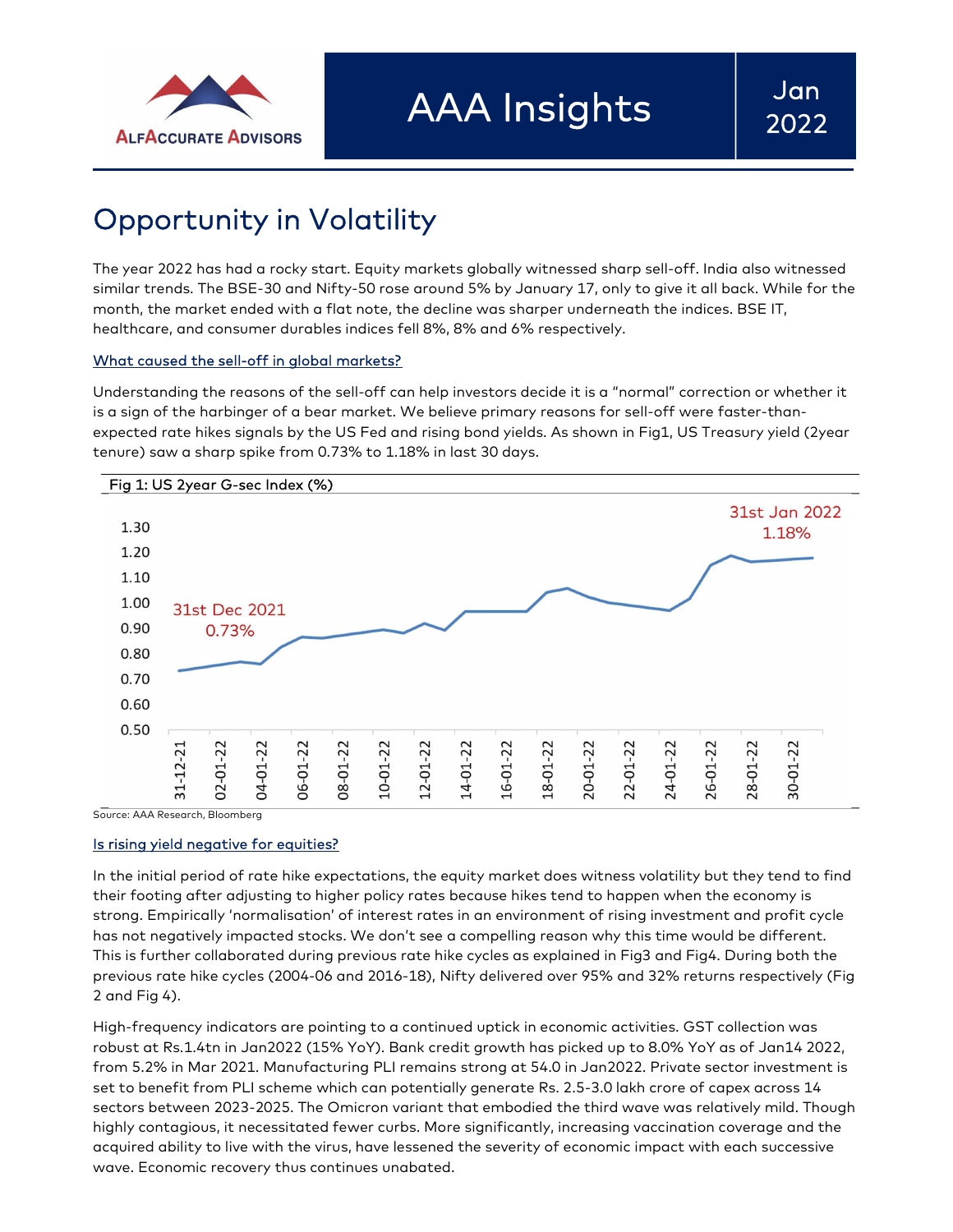AlfAccurate Advisors

# AAA Insights

Jan 2022

## Opportunity in Volatility

The year 2022 has had a rocky start. Equity markets globally witnessed sharp sell-off. India also witnessed similar trends. The BSE-30 and Nifty-50 rose around 5% by January 17, only to give it all back. While for the month, the market ended with a flat note, the decline was sharper underneath the indices. BSE IT, healthcare, and consumer durables indices fell 8%, 8% and 6% respectively.

### What caused the sell-off in global markets?

Understanding the reasons of the sell-off can help investors decide it is a "normal" correction or whether it is a sign of the harbinger of a bear market. We believe primary reasons for sell-off were faster-than-expected rate hikes signals by the US Fed and rising bond yields. As shown in Fig1, US Treasury yield (2year tenure) saw a sharp spike from 0.73% to 1.18% in last 30 days.

Fig 1: US 2year G-sec Index (%)

31st Dec 2021: 0.73%

31st Jan 2022: 1.18%

Source: AAA Research, Bloomberg

### Is rising yield negative for equities?

In the initial period of rate hike expectations, the equity market does witness volatility but they tend to find their footing after adjusting to higher policy rates because hikes tend to happen when the economy is strong. Empirically 'normalisation' of interest rates in an environment of rising investment and profit cycle has not negatively impacted stocks. We don't see a compelling reason why this time would be different. This is further collaborated during previous rate hike cycles as explained in Fig3 and Fig4. During both the previous rate hike cycles (2004-06 and 2016-18), Nifty delivered over 95% and 32% returns respectively (Fig 2 and Fig 4).

High-frequency indicators are pointing to a continued uptick in economic activities. GST collection was robust at Rs.1.4tn in Jan2022 (15% YoY). Bank credit growth has picked up to 8.0% YoY as of Jan14 2022, from 5.2% in Mar 2021. Manufacturing PLI remains strong at 54.0 in Jan2022. Private sector investment is set to benefit from PLI scheme which can potentially generate Rs. 2.5-3.0 lakh crore of capex across 14 sectors between 2023-2025. The Omicron variant that embodied the third wave was relatively mild. Though highly contagious, it necessitated fewer curbs. More significantly, increasing vaccination coverage and the acquired ability to live with the virus, have lessened the severity of economic impact with each successive wave. Economic recovery thus continues unabated.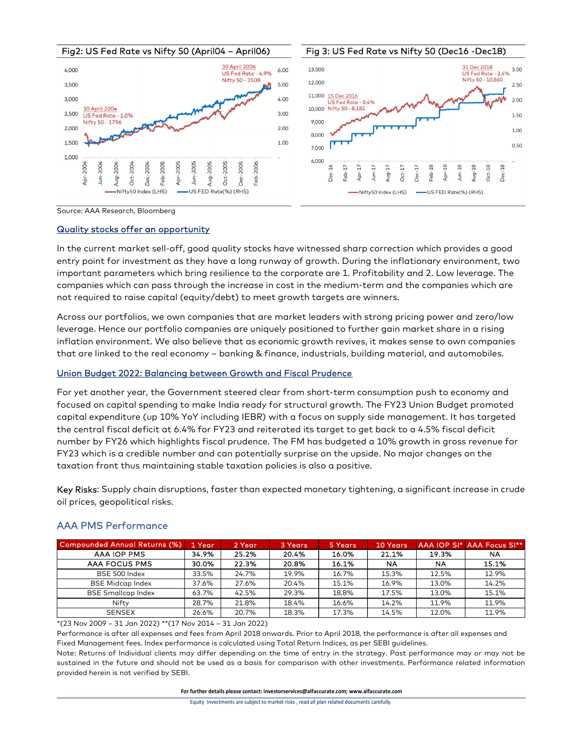Fig2: US Fed Rate vs Nifty 50 (April04 – April06)

Fig 3: US Fed Rate vs Nifty 50 (Dec16 -Dec18)

Source: AAA Research, Bloomberg

## Quality stocks offer an opportunity

In the current market sell-off, good quality stocks have witnessed sharp correction which provides a good entry point for investment as they have a long runway of growth. During the inflationary environment, two important parameters which bring resilience to the corporate are 1. Profitability and 2. Low leverage. The companies which can pass through the increase in cost in the medium-term and the companies which are not required to raise capital (equity/debt) to meet growth targets are winners.

Across our portfolios, we own companies that are market leaders with strong pricing power and zero/low leverage. Hence our portfolio companies are uniquely positioned to further gain market share in a rising inflation environment. We also believe that as economic growth revives, it makes sense to own companies that are linked to the real economy – banking & finance, industrials, building material, and automobiles.

## Union Budget 2022: Balancing between Growth and Fiscal Prudence

For yet another year, the Government steered clear from short-term consumption push to economy and focused on capital spending to make India ready for structural growth. The FY23 Union Budget promoted capital expenditure (up 10% YoY including IEBR) with a focus on supply side management. It has targeted the central fiscal deficit at 6.4% for FY23 and reiterated its target to get back to a 4.5% fiscal deficit number by FY26 which highlights fiscal prudence. The FM has budgeted a 10% growth in gross revenue for FY23 which is a credible number and can potentially surprise on the upside. No major changes on the taxation front thus maintaining stable taxation policies is also a positive.

Key Risks: Supply chain disruptions, faster than expected monetary tightening, a significant increase in crude oil prices, geopolitical risks.

## AAA PMS Performance

| Compounded Annual Returns (%) | 1 Year | 2 Year | 3 Years | 5 Years | 10 Years | AAA IOP SI* | AAA Focus SI** |
|---|---|---|---|---|---|---|---|
| **AAA IOP PMS** | **34.9%** | **25.2%** | **20.4%** | **16.0%** | **21.1%** | **19.3%** | **NA** |
| **AAA FOCUS PMS** | **30.0%** | **22.3%** | **20.8%** | **16.1%** | **NA** | **NA** | **15.1%** |
| BSE 500 Index | 33.5% | 24.7% | 19.9% | 16.7% | 15.3% | 12.5% | 12.9% |
| BSE Midcap Index | 37.6% | 27.6% | 20.4% | 15.1% | 16.9% | 13.0% | 14.2% |
| BSE Smallcap Index | 63.7% | 42.5% | 29.3% | 18.8% | 17.5% | 13.0% | 15.1% |
| Nifty | 28.7% | 21.8% | 18.4% | 16.6% | 14.2% | 11.9% | 11.9% |
| SENSEX | 26.6% | 20.7% | 18.3% | 17.3% | 14.5% | 12.0% | 11.9% |

*(23 Nov 2009 – 31 Jan 2022) **(17 Nov 2014 – 31 Jan 2022)

Performance is after all expenses and fees from April 2018 onwards. Prior to April 2018, the performance is after all expenses and Fixed Management fees. Index performance is calculated using Total Return Indices, as per SEBI guidelines.

Note: Returns of Individual clients may differ depending on the time of entry in the strategy. Past performance may or may not be sustained in the future and should not be used as a basis for comparison with other investments. Performance related information provided herein is not verified by SEBI.

**For further details please contact: investorservices@alfaccurate.com; www.alfaccurate.com**

Equity Investments are subject to market risks , read all plan related documents carefully.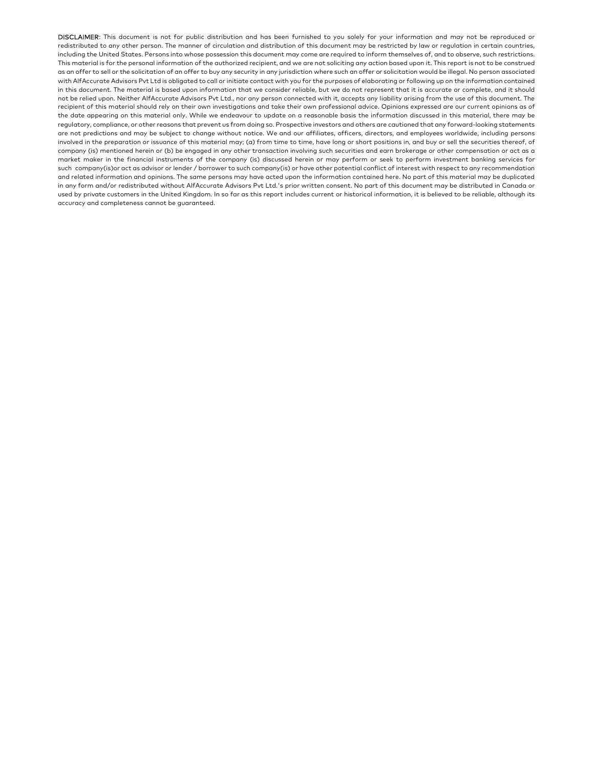**DISCLAIMER**: This document is not for public distribution and has been furnished to you solely for your information and may not be reproduced or redistributed to any other person. The manner of circulation and distribution of this document may be restricted by law or regulation in certain countries, including the United States. Persons into whose possession this document may come are required to inform themselves of, and to observe, such restrictions. This material is for the personal information of the authorized recipient, and we are not soliciting any action based upon it. This report is not to be construed as an offer to sell or the solicitation of an offer to buy any security in any jurisdiction where such an offer or solicitation would be illegal. No person associated with AlfAccurate Advisors Pvt Ltd is obligated to call or initiate contact with you for the purposes of elaborating or following up on the information contained in this document. The material is based upon information that we consider reliable, but we do not represent that it is accurate or complete, and it should not be relied upon. Neither AlfAccurate Advisors Pvt Ltd., nor any person connected with it, accepts any liability arising from the use of this document. The recipient of this material should rely on their own investigations and take their own professional advice. Opinions expressed are our current opinions as of the date appearing on this material only. While we endeavour to update on a reasonable basis the information discussed in this material, there may be regulatory, compliance, or other reasons that prevent us from doing so. Prospective investors and others are cautioned that any forward-looking statements are not predictions and may be subject to change without notice. We and our affiliates, officers, directors, and employees worldwide, including persons involved in the preparation or issuance of this material may; (a) from time to time, have long or short positions in, and buy or sell the securities thereof, of company (is) mentioned herein or (b) be engaged in any other transaction involving such securities and earn brokerage or other compensation or act as a market maker in the financial instruments of the company (is) discussed herein or may perform or seek to perform investment banking services for such company(is)or act as advisor or lender / borrower to such company(is) or have other potential conflict of interest with respect to any recommendation and related information and opinions. The same persons may have acted upon the information contained here. No part of this material may be duplicated in any form and/or redistributed without AlfAccurate Advisors Pvt Ltd.'s prior written consent. No part of this document may be distributed in Canada or used by private customers in the United Kingdom. In so far as this report includes current or historical information, it is believed to be reliable, although its accuracy and completeness cannot be guaranteed.